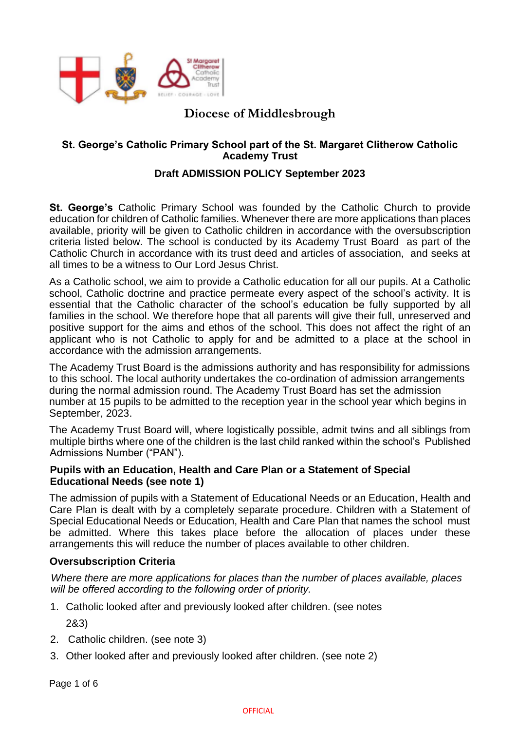# Diocese of Middlesbrough

## St. George's Catholic Primary School part of the St. Margaret Clitherow Catholic Academy Trust

## Draft ADMISSION POLICY September 2023

**St. George's** Catholic Primary School was founded by the Catholic Church to provide education for children of Catholic families. Whenever there are more applications than places available, priority will be given to Catholic children in accordance with the oversubscription criteria listed below. The school is conducted by its Academy Trust Board as part of the Catholic Church in accordance with its trust deed and articles of association, and seeks at all times to be a witness to Our Lord Jesus Christ.

As a Catholic school, we aim to provide a Catholic education for all our pupils. At a Catholic school, Catholic doctrine and practice permeate every aspect of the school's activity. It is essential that the Catholic character of the school's education be fully supported by all families in the school. We therefore hope that all parents will give their full, unreserved and positive support for the aims and ethos of the school. This does not affect the right of an applicant who is not Catholic to apply for and be admitted to a place at the school in accordance with the admission arrangements.

The Academy Trust Board is the admissions authority and has responsibility for admissions to this school. The local authority undertakes the co-ordination of admission arrangements during the normal admission round. The Academy Trust Board has set the admission number at 15 pupils to be admitted to the reception year in the school year which begins in September, 2023.

The Academy Trust Board will, where logistically possible, admit twins and all siblings from multiple births where one of the children is the last child ranked within the school's Published Admissions Number ("PAN").

### Pupils with an Education, Health and Care Plan or a Statement of Special Educational Needs (see note 1)

The admission of pupils with a Statement of Educational Needs or an Education, Health and Care Plan is dealt with by a completely separate procedure. Children with a Statement of Special Educational Needs or Education, Health and Care Plan that names the school must be admitted. Where this takes place before the allocation of places under these arrangements this will reduce the number of places available to other children.

### Oversubscription Criteria

*Where there are more applications for places than the number of places available, places will be offered according to the following order of priority.*

1. Catholic looked after and previously looked after children. (see notes 2&3)
2. Catholic children. (see note 3)
3. Other looked after and previously looked after children. (see note 2)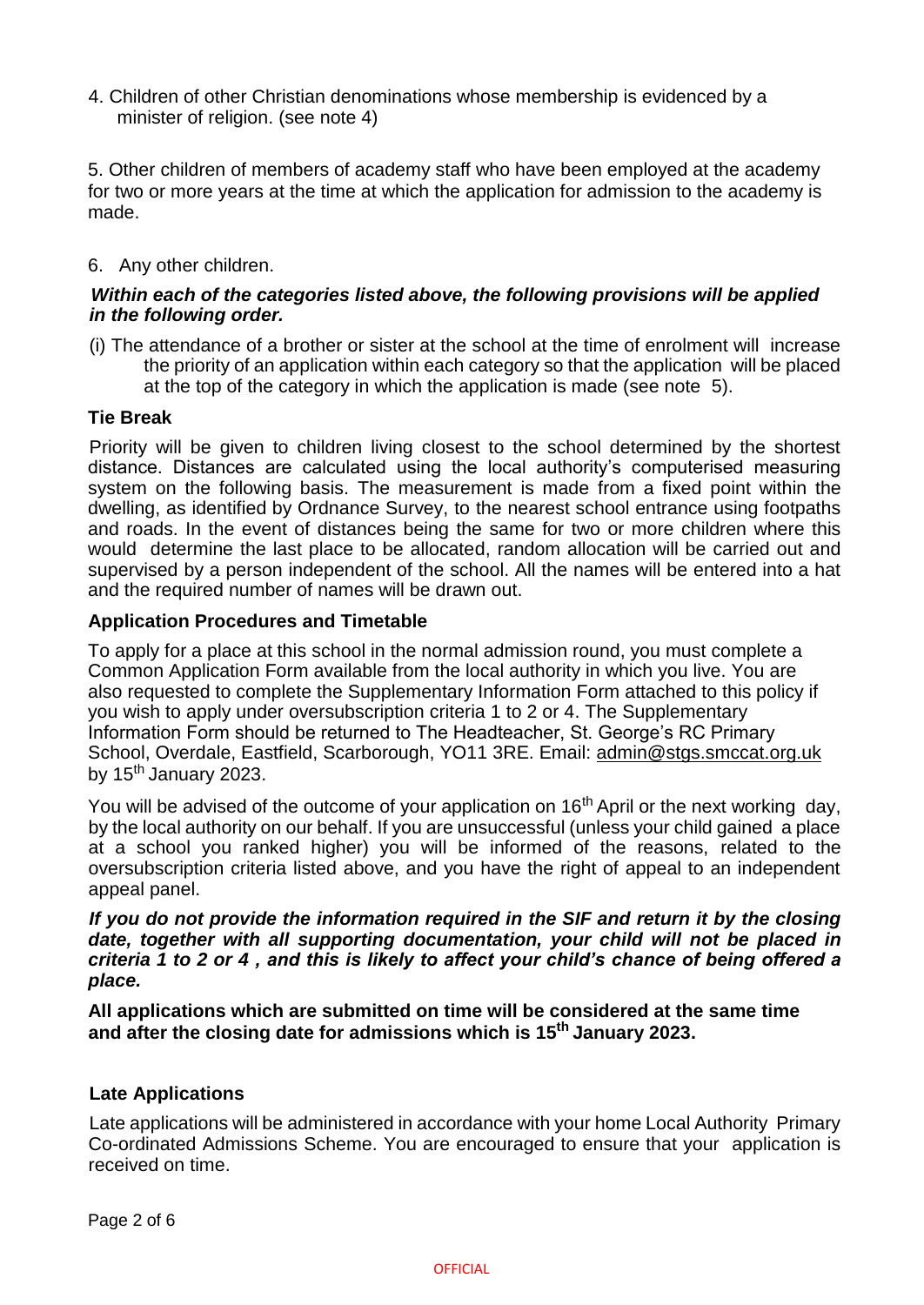4. Children of other Christian denominations whose membership is evidenced by a minister of religion. (see note 4)

5. Other children of members of academy staff who have been employed at the academy for two or more years at the time at which the application for admission to the academy is made.

6. Any other children.

***Within each of the categories listed above, the following provisions will be applied in the following order.***

(i) The attendance of a brother or sister at the school at the time of enrolment will increase the priority of an application within each category so that the application will be placed at the top of the category in which the application is made (see note 5).

**Tie Break**

Priority will be given to children living closest to the school determined by the shortest distance. Distances are calculated using the local authority's computerised measuring system on the following basis. The measurement is made from a fixed point within the dwelling, as identified by Ordnance Survey, to the nearest school entrance using footpaths and roads. In the event of distances being the same for two or more children where this would determine the last place to be allocated, random allocation will be carried out and supervised by a person independent of the school. All the names will be entered into a hat and the required number of names will be drawn out.

**Application Procedures and Timetable**

To apply for a place at this school in the normal admission round, you must complete a Common Application Form available from the local authority in which you live. You are also requested to complete the Supplementary Information Form attached to this policy if you wish to apply under oversubscription criteria 1 to 2 or 4. The Supplementary Information Form should be returned to The Headteacher, St. George's RC Primary School, Overdale, Eastfield, Scarborough, YO11 3RE. Email: admin@stgs.smccat.org.uk by 15th January 2023.

You will be advised of the outcome of your application on 16th April or the next working day, by the local authority on our behalf. If you are unsuccessful (unless your child gained a place at a school you ranked higher) you will be informed of the reasons, related to the oversubscription criteria listed above, and you have the right of appeal to an independent appeal panel.

***If you do not provide the information required in the SIF and return it by the closing date, together with all supporting documentation, your child will not be placed in criteria 1 to 2 or 4 , and this is likely to affect your child's chance of being offered a place.***

**All applications which are submitted on time will be considered at the same time and after the closing date for admissions which is 15th January 2023.**

**Late Applications**

Late applications will be administered in accordance with your home Local Authority Primary Co-ordinated Admissions Scheme. You are encouraged to ensure that your application is received on time.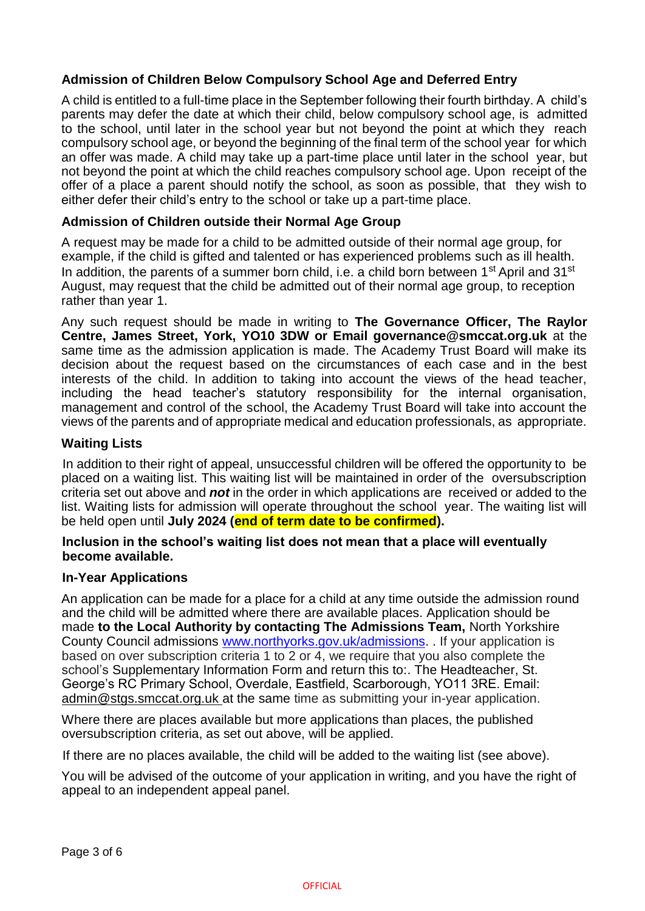### Admission of Children Below Compulsory School Age and Deferred Entry

A child is entitled to a full-time place in the September following their fourth birthday. A child's parents may defer the date at which their child, below compulsory school age, is admitted to the school, until later in the school year but not beyond the point at which they reach compulsory school age, or beyond the beginning of the final term of the school year for which an offer was made. A child may take up a part-time place until later in the school year, but not beyond the point at which the child reaches compulsory school age. Upon receipt of the offer of a place a parent should notify the school, as soon as possible, that they wish to either defer their child's entry to the school or take up a part-time place.

### Admission of Children outside their Normal Age Group

A request may be made for a child to be admitted outside of their normal age group, for example, if the child is gifted and talented or has experienced problems such as ill health. In addition, the parents of a summer born child, i.e. a child born between 1st April and 31st August, may request that the child be admitted out of their normal age group, to reception rather than year 1.

Any such request should be made in writing to **The Governance Officer, The Raylor Centre, James Street, York, YO10 3DW or Email governance@smccat.org.uk** at the same time as the admission application is made. The Academy Trust Board will make its decision about the request based on the circumstances of each case and in the best interests of the child. In addition to taking into account the views of the head teacher, including the head teacher's statutory responsibility for the internal organisation, management and control of the school, the Academy Trust Board will take into account the views of the parents and of appropriate medical and education professionals, as appropriate.

### Waiting Lists

In addition to their right of appeal, unsuccessful children will be offered the opportunity to be placed on a waiting list. This waiting list will be maintained in order of the oversubscription criteria set out above and ***not*** in the order in which applications are received or added to the list. Waiting lists for admission will operate throughout the school year. The waiting list will be held open until **July 2024 (end of term date to be confirmed).**

**Inclusion in the school's waiting list does not mean that a place will eventually become available.**

### In-Year Applications

An application can be made for a place for a child at any time outside the admission round and the child will be admitted where there are available places. Application should be made **to the Local Authority by contacting The Admissions Team,** North Yorkshire County Council admissions [www.northyorks.gov.uk/admissions](www.northyorks.gov.uk/admissions). . If your application is based on over subscription criteria 1 to 2 or 4, we require that you also complete the school's Supplementary Information Form and return this to:. The Headteacher, St. George's RC Primary School, Overdale, Eastfield, Scarborough, YO11 3RE. Email: admin@stgs.smccat.org.uk at the same time as submitting your in-year application.

Where there are places available but more applications than places, the published oversubscription criteria, as set out above, will be applied.

If there are no places available, the child will be added to the waiting list (see above).

You will be advised of the outcome of your application in writing, and you have the right of appeal to an independent appeal panel.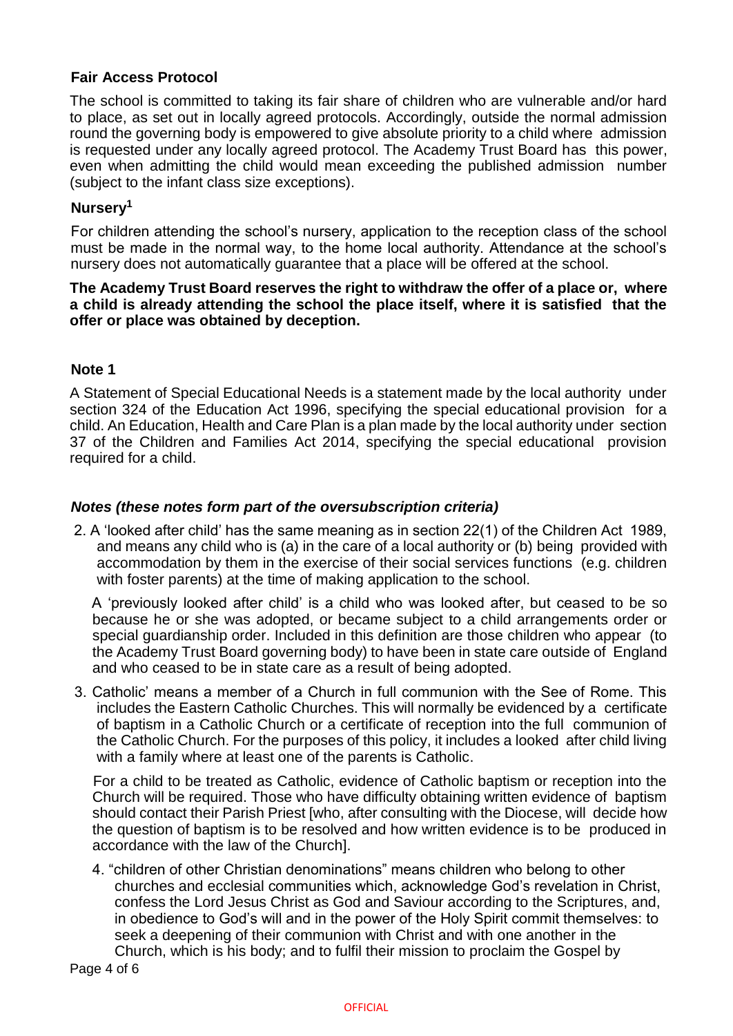### Fair Access Protocol

The school is committed to taking its fair share of children who are vulnerable and/or hard to place, as set out in locally agreed protocols. Accordingly, outside the normal admission round the governing body is empowered to give absolute priority to a child where admission is requested under any locally agreed protocol. The Academy Trust Board has this power, even when admitting the child would mean exceeding the published admission number (subject to the infant class size exceptions).

### Nursery[1]

For children attending the school's nursery, application to the reception class of the school must be made in the normal way, to the home local authority. Attendance at the school's nursery does not automatically guarantee that a place will be offered at the school.

**The Academy Trust Board reserves the right to withdraw the offer of a place or, where a child is already attending the school the place itself, where it is satisfied that the offer or place was obtained by deception.**

### Note 1

A Statement of Special Educational Needs is a statement made by the local authority under section 324 of the Education Act 1996, specifying the special educational provision for a child. An Education, Health and Care Plan is a plan made by the local authority under section 37 of the Children and Families Act 2014, specifying the special educational provision required for a child.

### *Notes (these notes form part of the oversubscription criteria)*

2. A 'looked after child' has the same meaning as in section 22(1) of the Children Act 1989, and means any child who is (a) in the care of a local authority or (b) being provided with accommodation by them in the exercise of their social services functions (e.g. children with foster parents) at the time of making application to the school.

   A 'previously looked after child' is a child who was looked after, but ceased to be so because he or she was adopted, or became subject to a child arrangements order or special guardianship order. Included in this definition are those children who appear (to the Academy Trust Board governing body) to have been in state care outside of England and who ceased to be in state care as a result of being adopted.

3. Catholic' means a member of a Church in full communion with the See of Rome. This includes the Eastern Catholic Churches. This will normally be evidenced by a certificate of baptism in a Catholic Church or a certificate of reception into the full communion of the Catholic Church. For the purposes of this policy, it includes a looked after child living with a family where at least one of the parents is Catholic.

   For a child to be treated as Catholic, evidence of Catholic baptism or reception into the Church will be required. Those who have difficulty obtaining written evidence of baptism should contact their Parish Priest [who, after consulting with the Diocese, will decide how the question of baptism is to be resolved and how written evidence is to be produced in accordance with the law of the Church].

4. "children of other Christian denominations" means children who belong to other churches and ecclesial communities which, acknowledge God's revelation in Christ, confess the Lord Jesus Christ as God and Saviour according to the Scriptures, and, in obedience to God's will and in the power of the Holy Spirit commit themselves: to seek a deepening of their communion with Christ and with one another in the Church, which is his body; and to fulfil their mission to proclaim the Gospel by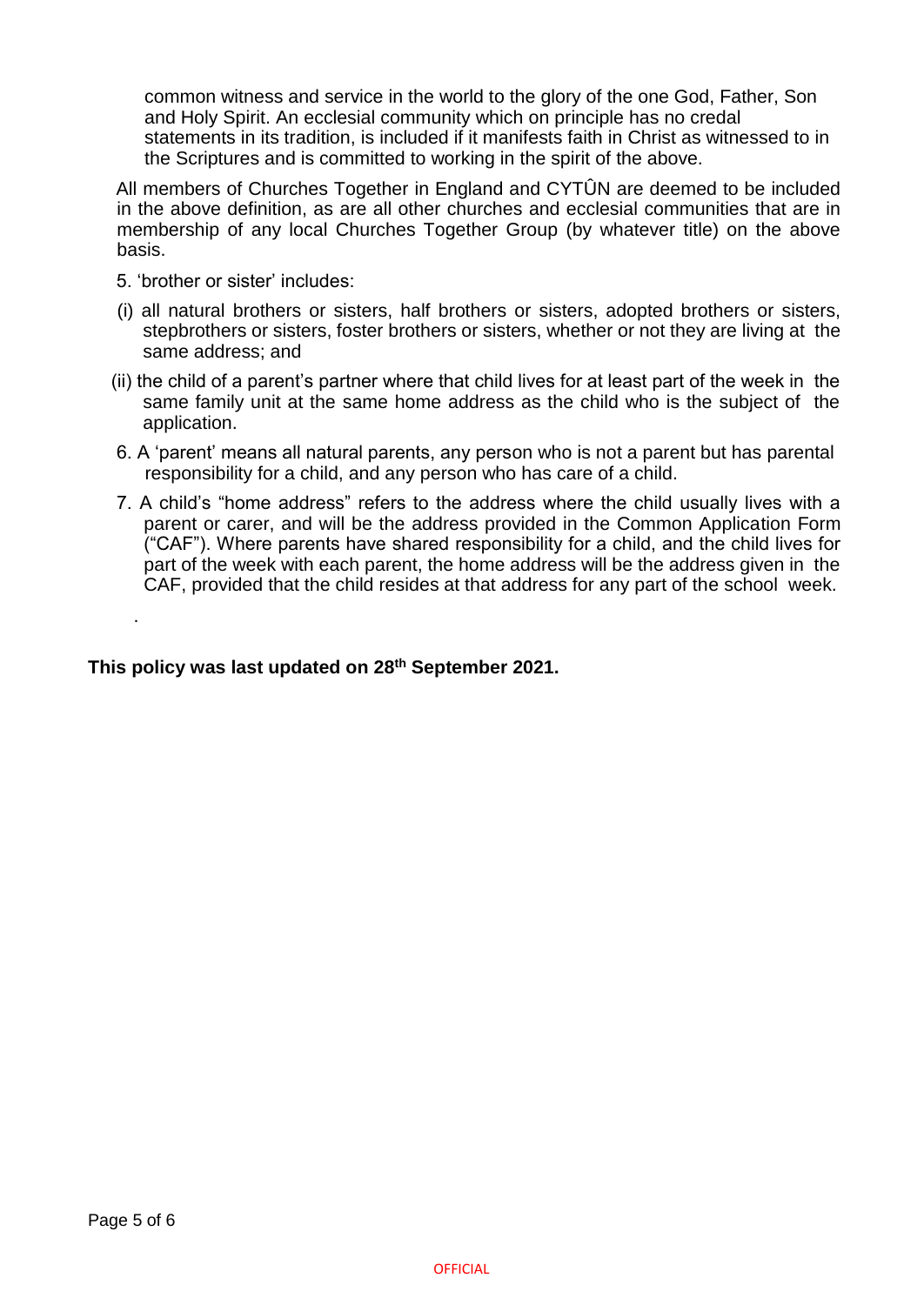common witness and service in the world to the glory of the one God, Father, Son and Holy Spirit. An ecclesial community which on principle has no credal statements in its tradition, is included if it manifests faith in Christ as witnessed to in the Scriptures and is committed to working in the spirit of the above.

All members of Churches Together in England and CYTÛN are deemed to be included in the above definition, as are all other churches and ecclesial communities that are in membership of any local Churches Together Group (by whatever title) on the above basis.

5. 'brother or sister' includes:

(i) all natural brothers or sisters, half brothers or sisters, adopted brothers or sisters, stepbrothers or sisters, foster brothers or sisters, whether or not they are living at the same address; and

(ii) the child of a parent's partner where that child lives for at least part of the week in the same family unit at the same home address as the child who is the subject of the application.

6. A 'parent' means all natural parents, any person who is not a parent but has parental responsibility for a child, and any person who has care of a child.

7. A child's "home address" refers to the address where the child usually lives with a parent or carer, and will be the address provided in the Common Application Form ("CAF"). Where parents have shared responsibility for a child, and the child lives for part of the week with each parent, the home address will be the address given in the CAF, provided that the child resides at that address for any part of the school week.

.

**This policy was last updated on 28th September 2021.**